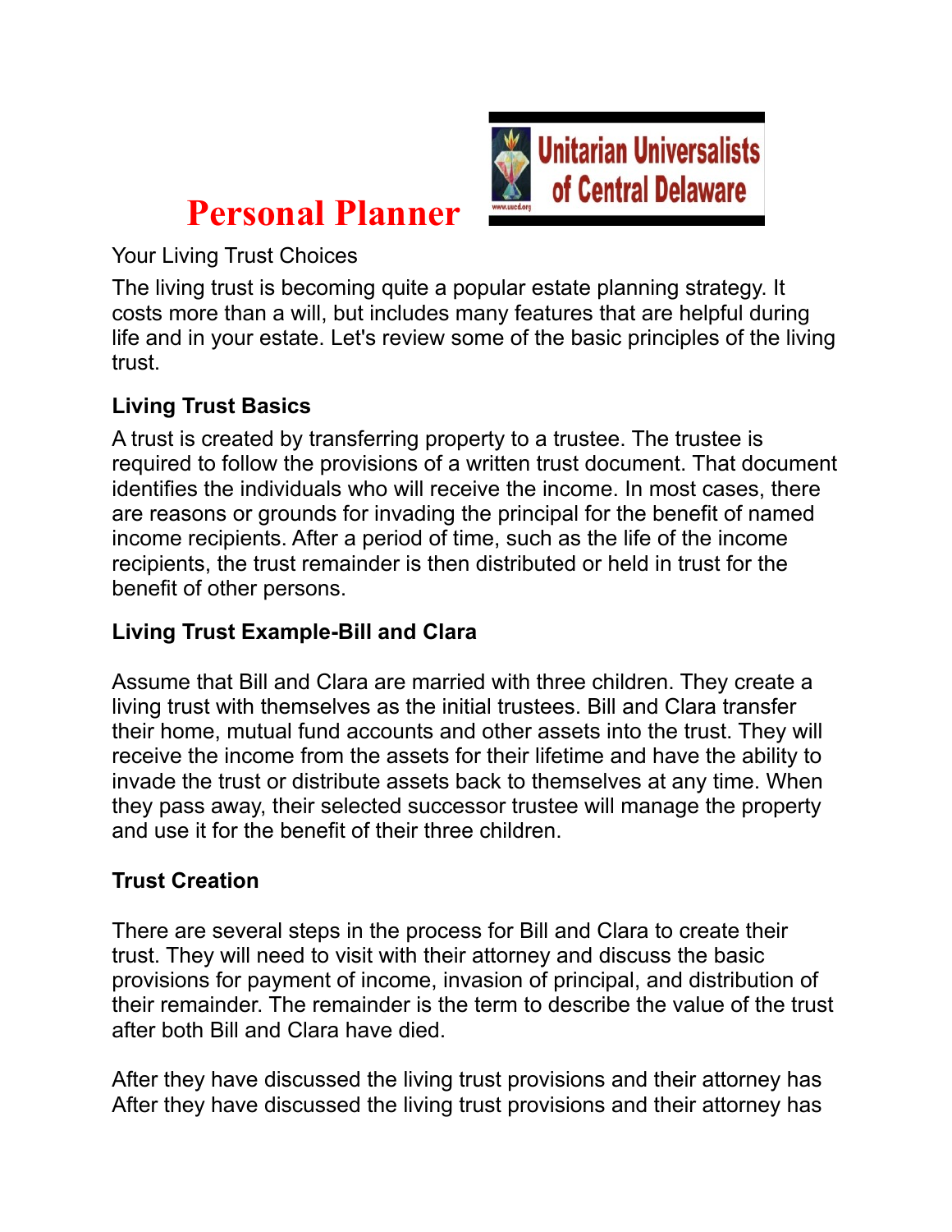# Personal Planner

Unitarian Universalists of Central Delaware

Your Living Trust Choices

The living trust is becoming quite a popular estate planning strategy. It costs more than a will, but includes many features that are helpful during life and in your estate. Let's review some of the basic principles of the living trust.

### Living Trust Basics

A trust is created by transferring property to a trustee. The trustee is required to follow the provisions of a written trust document. That document identifies the individuals who will receive the income. In most cases, there are reasons or grounds for invading the principal for the benefit of named income recipients. After a period of time, such as the life of the income recipients, the trust remainder is then distributed or held in trust for the benefit of other persons.

### Living Trust Example-Bill and Clara

Assume that Bill and Clara are married with three children. They create a living trust with themselves as the initial trustees. Bill and Clara transfer their home, mutual fund accounts and other assets into the trust. They will receive the income from the assets for their lifetime and have the ability to invade the trust or distribute assets back to themselves at any time. When they pass away, their selected successor trustee will manage the property and use it for the benefit of their three children.

### Trust Creation

There are several steps in the process for Bill and Clara to create their trust. They will need to visit with their attorney and discuss the basic provisions for payment of income, invasion of principal, and distribution of their remainder. The remainder is the term to describe the value of the trust after both Bill and Clara have died.

After they have discussed the living trust provisions and their attorney has
After they have discussed the living trust provisions and their attorney has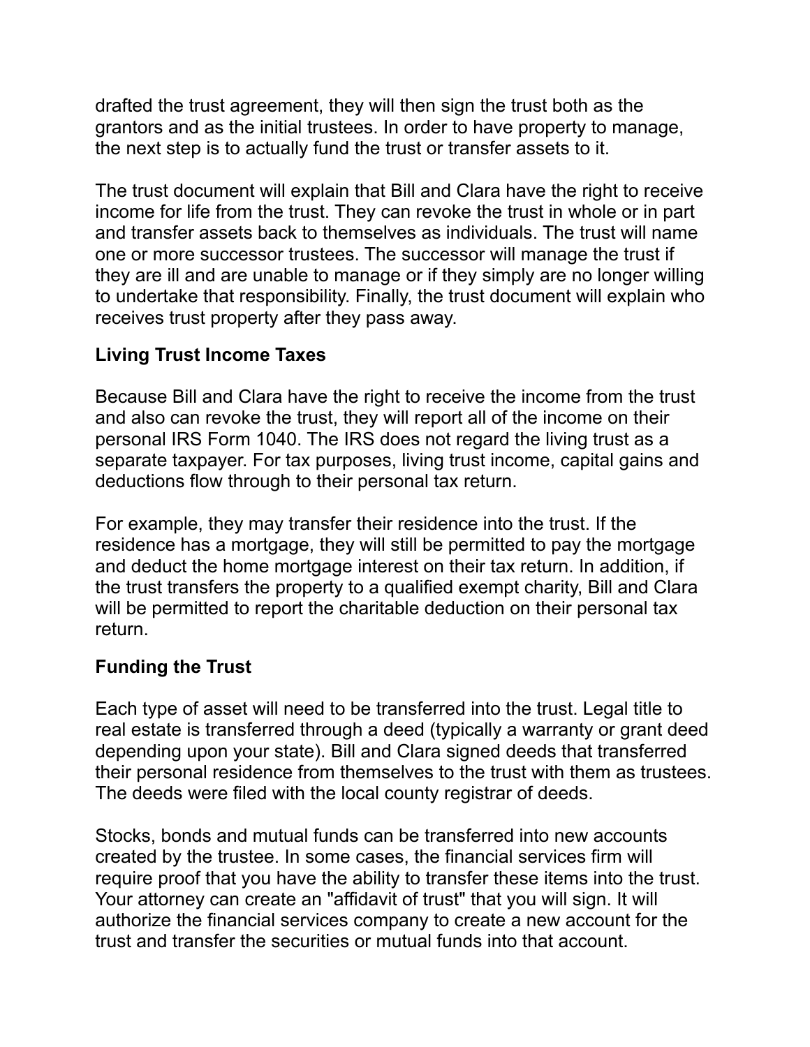drafted the trust agreement, they will then sign the trust both as the grantors and as the initial trustees. In order to have property to manage, the next step is to actually fund the trust or transfer assets to it.

The trust document will explain that Bill and Clara have the right to receive income for life from the trust. They can revoke the trust in whole or in part and transfer assets back to themselves as individuals. The trust will name one or more successor trustees. The successor will manage the trust if they are ill and are unable to manage or if they simply are no longer willing to undertake that responsibility. Finally, the trust document will explain who receives trust property after they pass away.

## Living Trust Income Taxes

Because Bill and Clara have the right to receive the income from the trust and also can revoke the trust, they will report all of the income on their personal IRS Form 1040. The IRS does not regard the living trust as a separate taxpayer. For tax purposes, living trust income, capital gains and deductions flow through to their personal tax return.

For example, they may transfer their residence into the trust. If the residence has a mortgage, they will still be permitted to pay the mortgage and deduct the home mortgage interest on their tax return. In addition, if the trust transfers the property to a qualified exempt charity, Bill and Clara will be permitted to report the charitable deduction on their personal tax return.

## Funding the Trust

Each type of asset will need to be transferred into the trust. Legal title to real estate is transferred through a deed (typically a warranty or grant deed depending upon your state). Bill and Clara signed deeds that transferred their personal residence from themselves to the trust with them as trustees. The deeds were filed with the local county registrar of deeds.

Stocks, bonds and mutual funds can be transferred into new accounts created by the trustee. In some cases, the financial services firm will require proof that you have the ability to transfer these items into the trust. Your attorney can create an "affidavit of trust" that you will sign. It will authorize the financial services company to create a new account for the trust and transfer the securities or mutual funds into that account.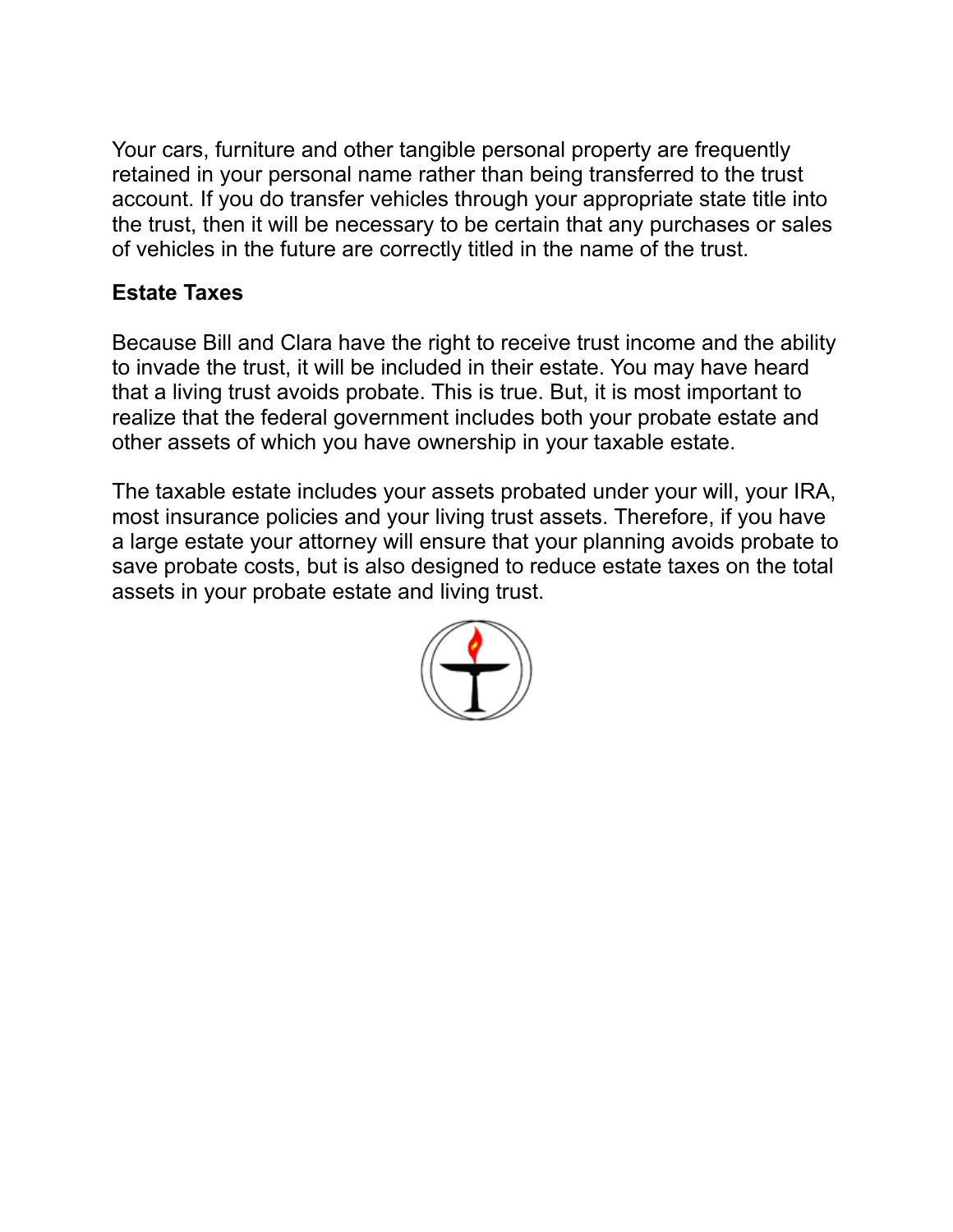Your cars, furniture and other tangible personal property are frequently retained in your personal name rather than being transferred to the trust account. If you do transfer vehicles through your appropriate state title into the trust, then it will be necessary to be certain that any purchases or sales of vehicles in the future are correctly titled in the name of the trust.

**Estate Taxes**

Because Bill and Clara have the right to receive trust income and the ability to invade the trust, it will be included in their estate. You may have heard that a living trust avoids probate. This is true. But, it is most important to realize that the federal government includes both your probate estate and other assets of which you have ownership in your taxable estate.

The taxable estate includes your assets probated under your will, your IRA, most insurance policies and your living trust assets. Therefore, if you have a large estate your attorney will ensure that your planning avoids probate to save probate costs, but is also designed to reduce estate taxes on the total assets in your probate estate and living trust.